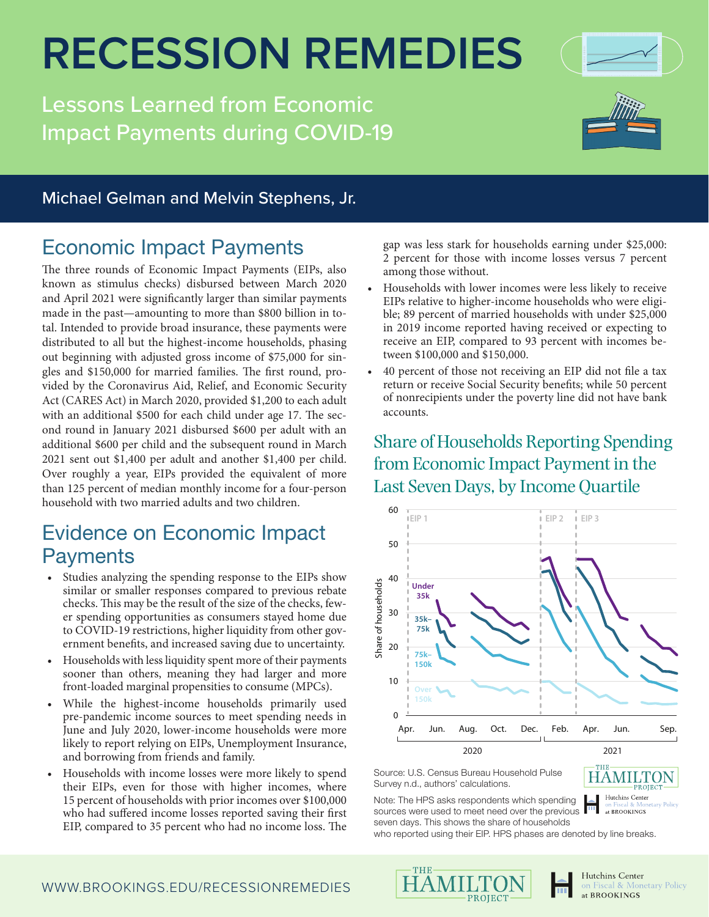# RECESSION REMEDIES

Lessons Learned from Economic Impact Payments during COVID-19

Michael Gelman and Melvin Stephens, Jr.

## Economic Impact Payments

The three rounds of Economic Impact Payments (EIPs, also known as stimulus checks) disbursed between March 2020 and April 2021 were significantly larger than similar payments made in the past—amounting to more than $800 billion in total. Intended to provide broad insurance, these payments were distributed to all but the highest-income households, phasing out beginning with adjusted gross income of $75,000 for singles and $150,000 for married families. The first round, provided by the Coronavirus Aid, Relief, and Economic Security Act (CARES Act) in March 2020, provided $1,200 to each adult with an additional $500 for each child under age 17. The second round in January 2021 disbursed $600 per adult with an additional $600 per child and the subsequent round in March 2021 sent out $1,400 per adult and another $1,400 per child. Over roughly a year, EIPs provided the equivalent of more than 125 percent of median monthly income for a four-person household with two married adults and two children.

## Evidence on Economic Impact Payments

- Studies analyzing the spending response to the EIPs show similar or smaller responses compared to previous rebate checks. This may be the result of the size of the checks, fewer spending opportunities as consumers stayed home due to COVID-19 restrictions, higher liquidity from other government benefits, and increased saving due to uncertainty.
- Households with less liquidity spent more of their payments sooner than others, meaning they had larger and more front-loaded marginal propensities to consume (MPCs).
- While the highest-income households primarily used pre-pandemic income sources to meet spending needs in June and July 2020, lower-income households were more likely to report relying on EIPs, Unemployment Insurance, and borrowing from friends and family.
- Households with income losses were more likely to spend their EIPs, even for those with higher incomes, where 15 percent of households with prior incomes over $100,000 who had suffered income losses reported saving their first EIP, compared to 35 percent who had no income loss. The gap was less stark for households earning under $25,000: 2 percent for those with income losses versus 7 percent among those without.
- Households with lower incomes were less likely to receive EIPs relative to higher-income households who were eligible; 89 percent of married households with under $25,000 in 2019 income reported having received or expecting to receive an EIP, compared to 93 percent with incomes between $100,000 and $150,000.
- 40 percent of those not receiving an EIP did not file a tax return or receive Social Security benefits; while 50 percent of nonrecipients under the poverty line did not have bank accounts.

### Share of Households Reporting Spending from Economic Impact Payment in the Last Seven Days, by Income Quartile

Source: U.S. Census Bureau Household Pulse Survey n.d., authors' calculations.

Note: The HPS asks respondents which spending sources were used to meet need over the previous seven days. This shows the share of households who reported using their EIP. HPS phases are denoted by line breaks.

WWW.BROOKINGS.EDU/RECESSIONREMEDIES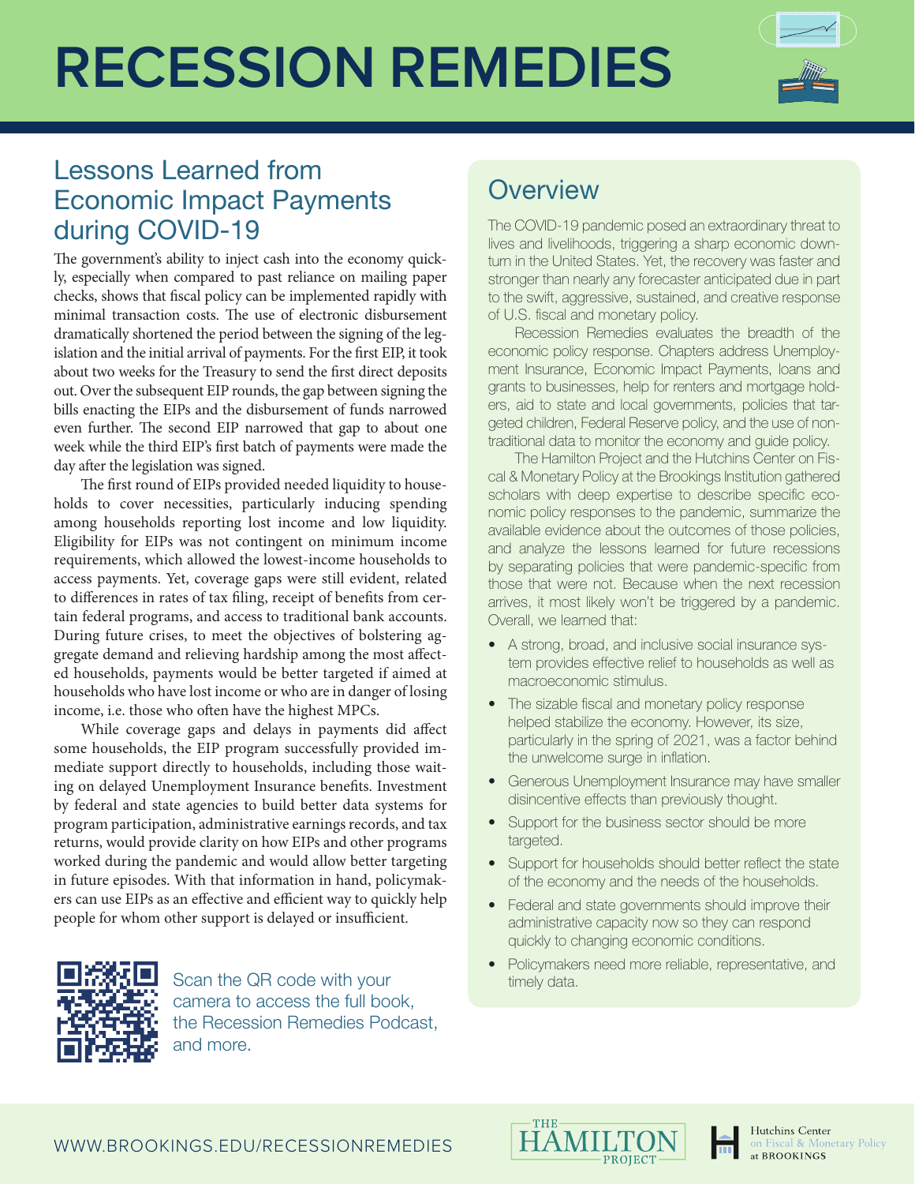# RECESSION REMEDIES

## Lessons Learned from Economic Impact Payments during COVID-19

The government's ability to inject cash into the economy quickly, especially when compared to past reliance on mailing paper checks, shows that fiscal policy can be implemented rapidly with minimal transaction costs. The use of electronic disbursement dramatically shortened the period between the signing of the legislation and the initial arrival of payments. For the first EIP, it took about two weeks for the Treasury to send the first direct deposits out. Over the subsequent EIP rounds, the gap between signing the bills enacting the EIPs and the disbursement of funds narrowed even further. The second EIP narrowed that gap to about one week while the third EIP's first batch of payments were made the day after the legislation was signed.

The first round of EIPs provided needed liquidity to households to cover necessities, particularly inducing spending among households reporting lost income and low liquidity. Eligibility for EIPs was not contingent on minimum income requirements, which allowed the lowest-income households to access payments. Yet, coverage gaps were still evident, related to differences in rates of tax filing, receipt of benefits from certain federal programs, and access to traditional bank accounts. During future crises, to meet the objectives of bolstering aggregate demand and relieving hardship among the most affected households, payments would be better targeted if aimed at households who have lost income or who are in danger of losing income, i.e. those who often have the highest MPCs.

While coverage gaps and delays in payments did affect some households, the EIP program successfully provided immediate support directly to households, including those waiting on delayed Unemployment Insurance benefits. Investment by federal and state agencies to build better data systems for program participation, administrative earnings records, and tax returns, would provide clarity on how EIPs and other programs worked during the pandemic and would allow better targeting in future episodes. With that information in hand, policymakers can use EIPs as an effective and efficient way to quickly help people for whom other support is delayed or insufficient.

Scan the QR code with your camera to access the full book, the Recession Remedies Podcast, and more.

## Overview

The COVID-19 pandemic posed an extraordinary threat to lives and livelihoods, triggering a sharp economic downturn in the United States. Yet, the recovery was faster and stronger than nearly any forecaster anticipated due in part to the swift, aggressive, sustained, and creative response of U.S. fiscal and monetary policy.

Recession Remedies evaluates the breadth of the economic policy response. Chapters address Unemployment Insurance, Economic Impact Payments, loans and grants to businesses, help for renters and mortgage holders, aid to state and local governments, policies that targeted children, Federal Reserve policy, and the use of nontraditional data to monitor the economy and guide policy.

The Hamilton Project and the Hutchins Center on Fiscal & Monetary Policy at the Brookings Institution gathered scholars with deep expertise to describe specific economic policy responses to the pandemic, summarize the available evidence about the outcomes of those policies, and analyze the lessons learned for future recessions by separating policies that were pandemic-specific from those that were not. Because when the next recession arrives, it most likely won't be triggered by a pandemic. Overall, we learned that:

- A strong, broad, and inclusive social insurance system provides effective relief to households as well as macroeconomic stimulus.
- The sizable fiscal and monetary policy response helped stabilize the economy. However, its size, particularly in the spring of 2021, was a factor behind the unwelcome surge in inflation.
- Generous Unemployment Insurance may have smaller disincentive effects than previously thought.
- Support for the business sector should be more targeted.
- Support for households should better reflect the state of the economy and the needs of the households.
- Federal and state governments should improve their administrative capacity now so they can respond quickly to changing economic conditions.
- Policymakers need more reliable, representative, and timely data.

WWW.BROOKINGS.EDU/RECESSIONREMEDIES

THE HAMILTON PROJECT

Hutchins Center on Fiscal & Monetary Policy at BROOKINGS